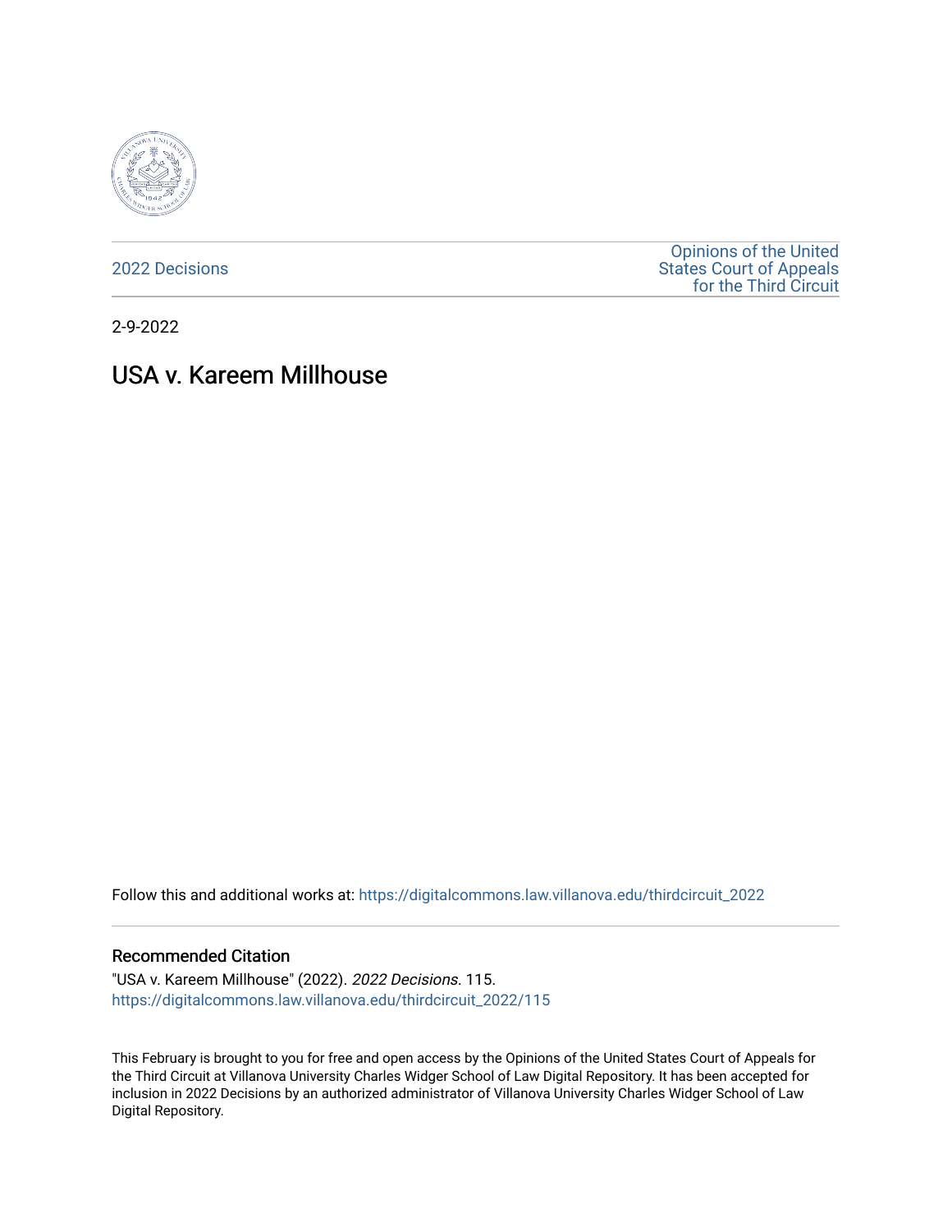2022 Decisions

Opinions of the United States Court of Appeals for the Third Circuit

2-9-2022

# USA v. Kareem Millhouse

Follow this and additional works at: https://digitalcommons.law.villanova.edu/thirdcircuit_2022

### Recommended Citation

"USA v. Kareem Millhouse" (2022). *2022 Decisions*. 115.
https://digitalcommons.law.villanova.edu/thirdcircuit_2022/115

This February is brought to you for free and open access by the Opinions of the United States Court of Appeals for the Third Circuit at Villanova University Charles Widger School of Law Digital Repository. It has been accepted for inclusion in 2022 Decisions by an authorized administrator of Villanova University Charles Widger School of Law Digital Repository.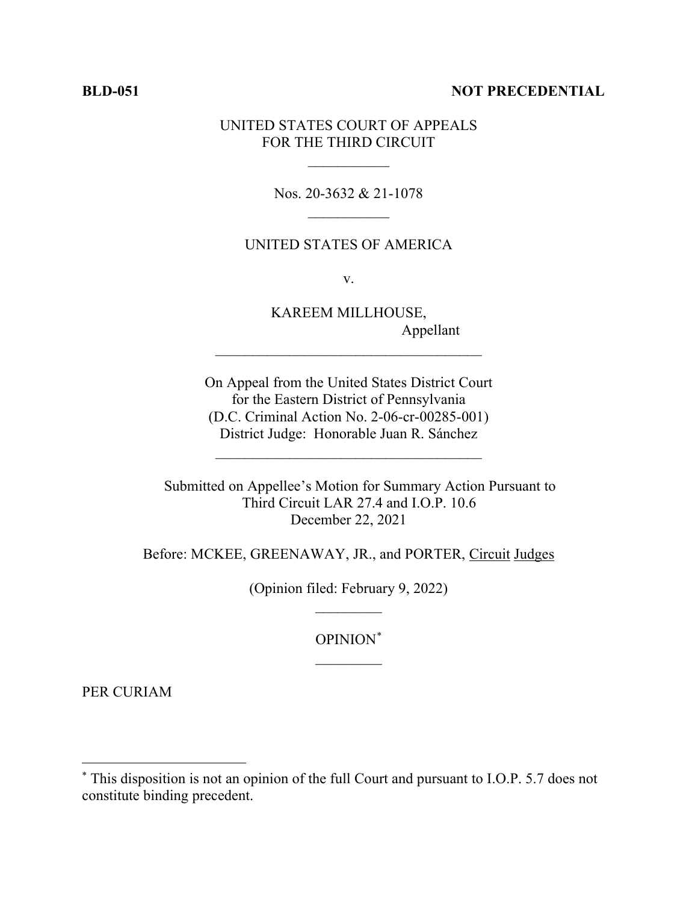**BLD-051** **NOT PRECEDENTIAL**

UNITED STATES COURT OF APPEALS
FOR THE THIRD CIRCUIT

\_\_\_\_\_\_\_\_\_\_\_

Nos. 20-3632 & 21-1078

\_\_\_\_\_\_\_\_\_\_\_

UNITED STATES OF AMERICA

v.

KAREEM MILLHOUSE,
Appellant

\_\_\_\_\_\_\_\_\_\_\_\_\_\_\_\_\_\_\_\_\_\_\_\_\_\_\_\_\_\_\_\_\_\_\_\_

On Appeal from the United States District Court
for the Eastern District of Pennsylvania
(D.C. Criminal Action No. 2-06-cr-00285-001)
District Judge: Honorable Juan R. Sánchez

\_\_\_\_\_\_\_\_\_\_\_\_\_\_\_\_\_\_\_\_\_\_\_\_\_\_\_\_\_\_\_\_\_\_\_\_

Submitted on Appellee's Motion for Summary Action Pursuant to
Third Circuit LAR 27.4 and I.O.P. 10.6
December 22, 2021

Before: MCKEE, GREENAWAY, JR., and PORTER, Circuit Judges

(Opinion filed: February 9, 2022)

\_\_\_\_\_\_\_\_\_

OPINION[*]

\_\_\_\_\_\_\_\_\_

PER CURIAM

---

[*] This disposition is not an opinion of the full Court and pursuant to I.O.P. 5.7 does not constitute binding precedent.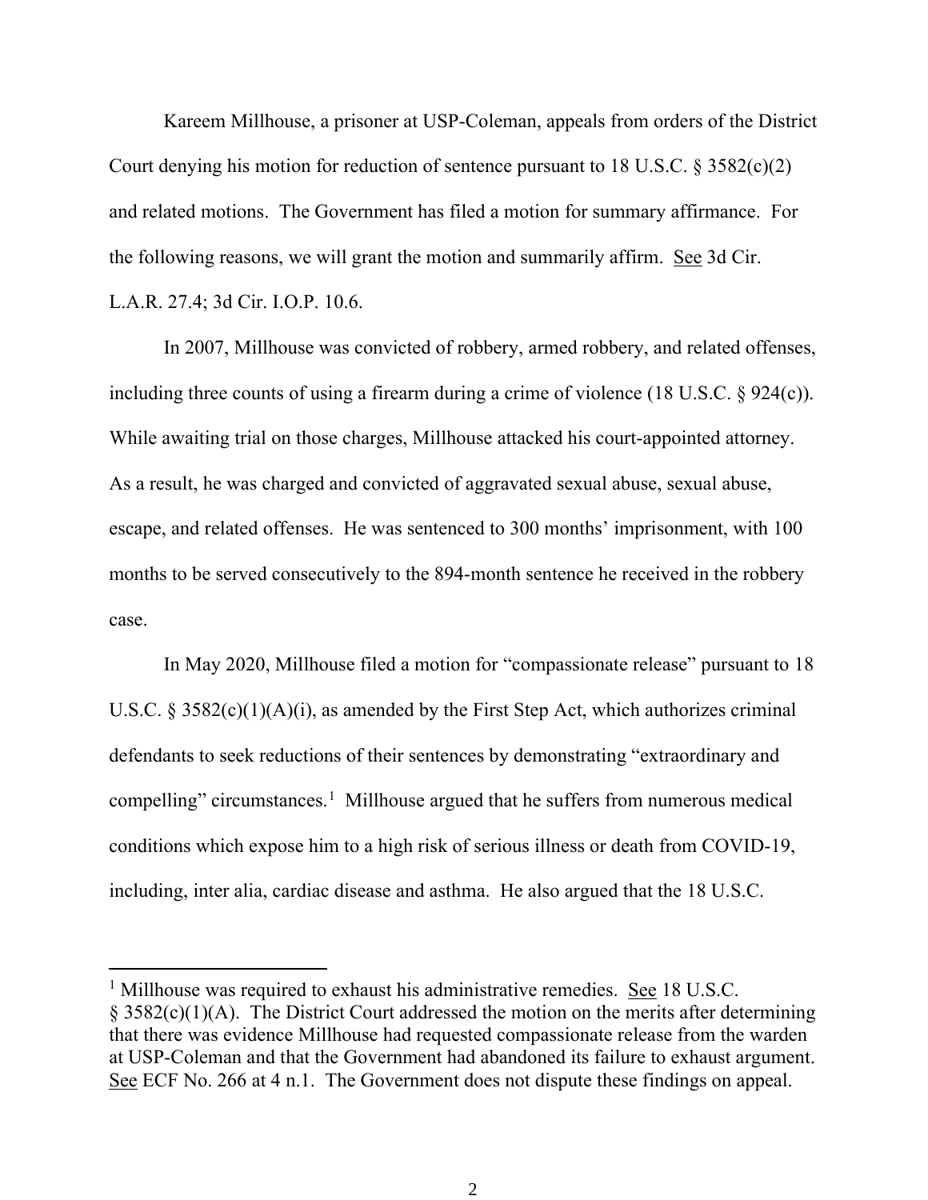Kareem Millhouse, a prisoner at USP-Coleman, appeals from orders of the District Court denying his motion for reduction of sentence pursuant to 18 U.S.C. § 3582(c)(2) and related motions. The Government has filed a motion for summary affirmance. For the following reasons, we will grant the motion and summarily affirm. See 3d Cir. L.A.R. 27.4; 3d Cir. I.O.P. 10.6.

In 2007, Millhouse was convicted of robbery, armed robbery, and related offenses, including three counts of using a firearm during a crime of violence (18 U.S.C. § 924(c)). While awaiting trial on those charges, Millhouse attacked his court-appointed attorney. As a result, he was charged and convicted of aggravated sexual abuse, sexual abuse, escape, and related offenses. He was sentenced to 300 months' imprisonment, with 100 months to be served consecutively to the 894-month sentence he received in the robbery case.

In May 2020, Millhouse filed a motion for "compassionate release" pursuant to 18 U.S.C. § 3582(c)(1)(A)(i), as amended by the First Step Act, which authorizes criminal defendants to seek reductions of their sentences by demonstrating "extraordinary and compelling" circumstances.[1] Millhouse argued that he suffers from numerous medical conditions which expose him to a high risk of serious illness or death from COVID-19, including, inter alia, cardiac disease and asthma. He also argued that the 18 U.S.C.

[1] Millhouse was required to exhaust his administrative remedies. See 18 U.S.C. § 3582(c)(1)(A). The District Court addressed the motion on the merits after determining that there was evidence Millhouse had requested compassionate release from the warden at USP-Coleman and that the Government had abandoned its failure to exhaust argument. See ECF No. 266 at 4 n.1. The Government does not dispute these findings on appeal.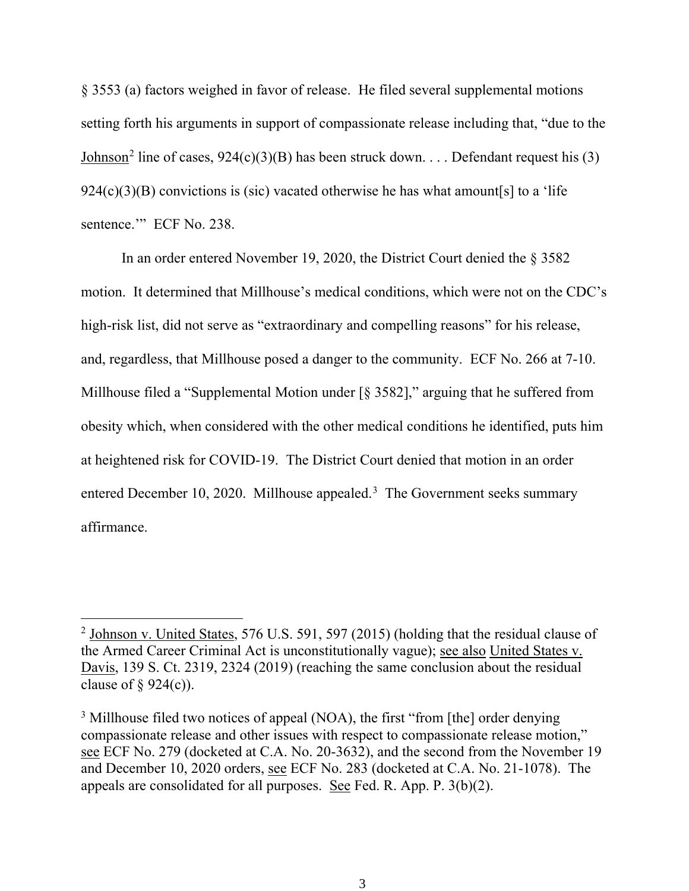§ 3553 (a) factors weighed in favor of release. He filed several supplemental motions setting forth his arguments in support of compassionate release including that, "due to the Johnson[2] line of cases, 924(c)(3)(B) has been struck down. . . . Defendant request his (3) 924(c)(3)(B) convictions is (sic) vacated otherwise he has what amount[s] to a 'life sentence.'" ECF No. 238.

In an order entered November 19, 2020, the District Court denied the § 3582 motion. It determined that Millhouse's medical conditions, which were not on the CDC's high-risk list, did not serve as "extraordinary and compelling reasons" for his release, and, regardless, that Millhouse posed a danger to the community. ECF No. 266 at 7-10. Millhouse filed a "Supplemental Motion under [§ 3582]," arguing that he suffered from obesity which, when considered with the other medical conditions he identified, puts him at heightened risk for COVID-19. The District Court denied that motion in an order entered December 10, 2020. Millhouse appealed.[3] The Government seeks summary affirmance.

---

[2] Johnson v. United States, 576 U.S. 591, 597 (2015) (holding that the residual clause of the Armed Career Criminal Act is unconstitutionally vague); see also United States v. Davis, 139 S. Ct. 2319, 2324 (2019) (reaching the same conclusion about the residual clause of § 924(c)).

[3] Millhouse filed two notices of appeal (NOA), the first "from [the] order denying compassionate release and other issues with respect to compassionate release motion," see ECF No. 279 (docketed at C.A. No. 20-3632), and the second from the November 19 and December 10, 2020 orders, see ECF No. 283 (docketed at C.A. No. 21-1078). The appeals are consolidated for all purposes. See Fed. R. App. P. 3(b)(2).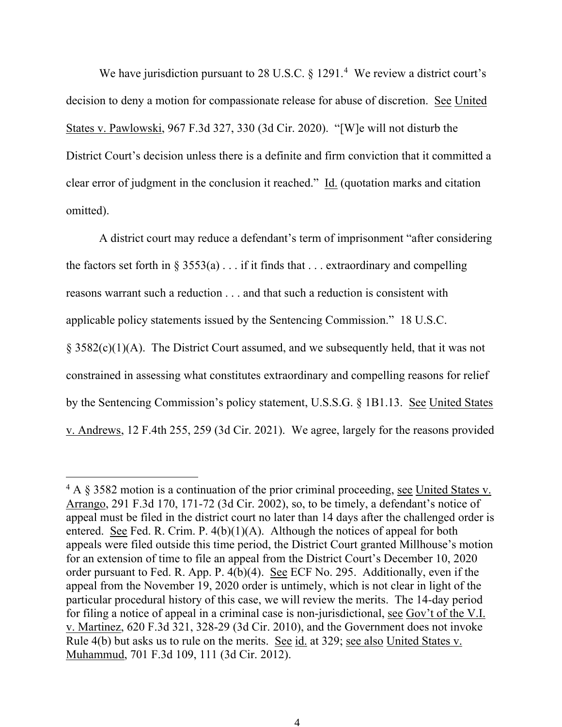We have jurisdiction pursuant to 28 U.S.C. § 1291.[4] We review a district court's decision to deny a motion for compassionate release for abuse of discretion. See United States v. Pawlowski, 967 F.3d 327, 330 (3d Cir. 2020). "[W]e will not disturb the District Court's decision unless there is a definite and firm conviction that it committed a clear error of judgment in the conclusion it reached." Id. (quotation marks and citation omitted).

A district court may reduce a defendant's term of imprisonment "after considering the factors set forth in § 3553(a) . . . if it finds that . . . extraordinary and compelling reasons warrant such a reduction . . . and that such a reduction is consistent with applicable policy statements issued by the Sentencing Commission." 18 U.S.C. § 3582(c)(1)(A). The District Court assumed, and we subsequently held, that it was not constrained in assessing what constitutes extraordinary and compelling reasons for relief by the Sentencing Commission's policy statement, U.S.S.G. § 1B1.13. See United States v. Andrews, 12 F.4th 255, 259 (3d Cir. 2021). We agree, largely for the reasons provided

---

[4] A § 3582 motion is a continuation of the prior criminal proceeding, see United States v. Arrango, 291 F.3d 170, 171-72 (3d Cir. 2002), so, to be timely, a defendant's notice of appeal must be filed in the district court no later than 14 days after the challenged order is entered. See Fed. R. Crim. P. 4(b)(1)(A). Although the notices of appeal for both appeals were filed outside this time period, the District Court granted Millhouse's motion for an extension of time to file an appeal from the District Court's December 10, 2020 order pursuant to Fed. R. App. P. 4(b)(4). See ECF No. 295. Additionally, even if the appeal from the November 19, 2020 order is untimely, which is not clear in light of the particular procedural history of this case, we will review the merits. The 14-day period for filing a notice of appeal in a criminal case is non-jurisdictional, see Gov't of the V.I. v. Martinez, 620 F.3d 321, 328-29 (3d Cir. 2010), and the Government does not invoke Rule 4(b) but asks us to rule on the merits. See id. at 329; see also United States v. Muhammud, 701 F.3d 109, 111 (3d Cir. 2012).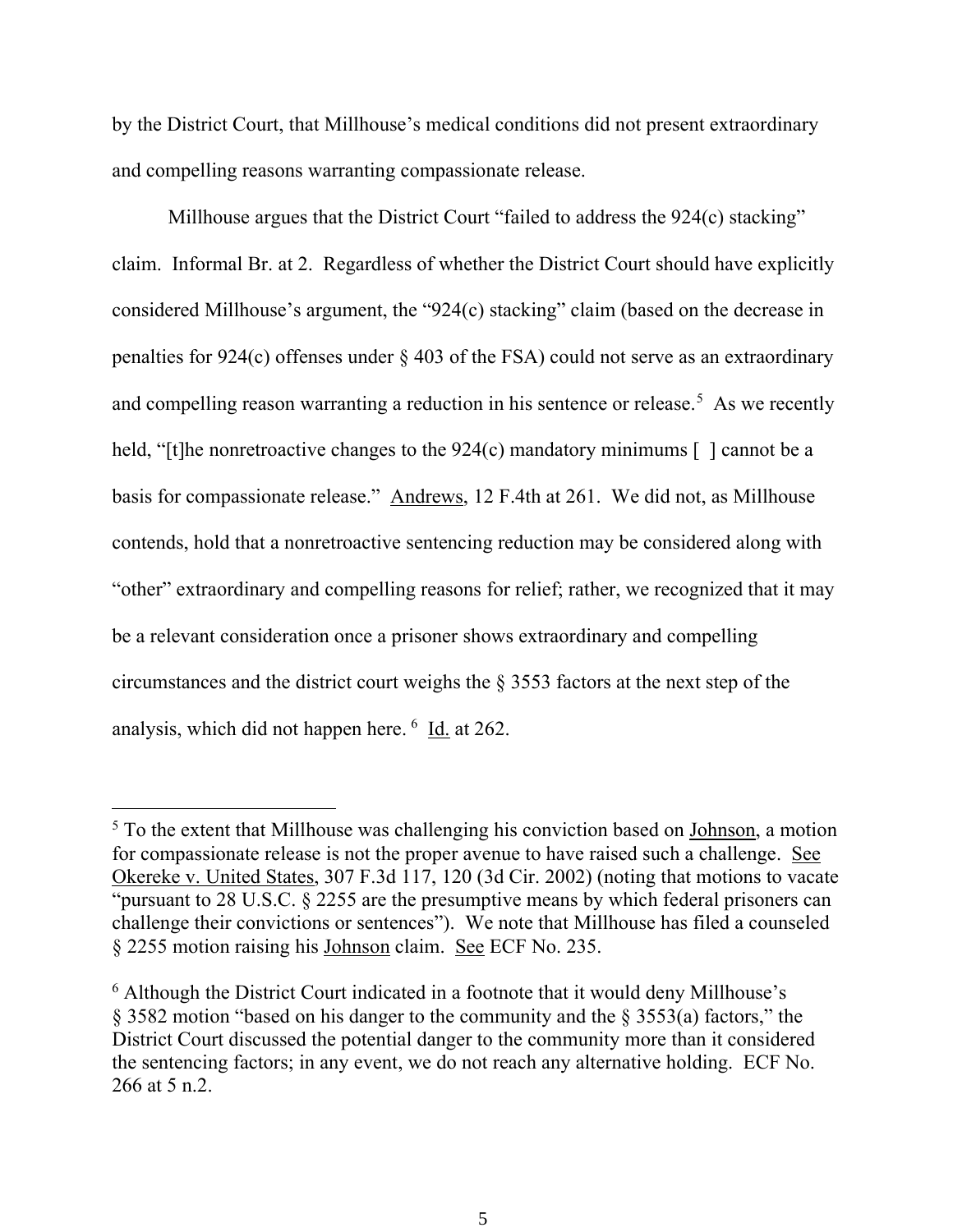by the District Court, that Millhouse's medical conditions did not present extraordinary and compelling reasons warranting compassionate release.

Millhouse argues that the District Court "failed to address the 924(c) stacking" claim. Informal Br. at 2. Regardless of whether the District Court should have explicitly considered Millhouse's argument, the "924(c) stacking" claim (based on the decrease in penalties for 924(c) offenses under § 403 of the FSA) could not serve as an extraordinary and compelling reason warranting a reduction in his sentence or release.[5] As we recently held, "[t]he nonretroactive changes to the 924(c) mandatory minimums [ ] cannot be a basis for compassionate release." Andrews, 12 F.4th at 261. We did not, as Millhouse contends, hold that a nonretroactive sentencing reduction may be considered along with "other" extraordinary and compelling reasons for relief; rather, we recognized that it may be a relevant consideration once a prisoner shows extraordinary and compelling circumstances and the district court weighs the § 3553 factors at the next step of the analysis, which did not happen here.[6] Id. at 262.

---

[5] To the extent that Millhouse was challenging his conviction based on Johnson, a motion for compassionate release is not the proper avenue to have raised such a challenge. See Okereke v. United States, 307 F.3d 117, 120 (3d Cir. 2002) (noting that motions to vacate "pursuant to 28 U.S.C. § 2255 are the presumptive means by which federal prisoners can challenge their convictions or sentences"). We note that Millhouse has filed a counseled § 2255 motion raising his Johnson claim. See ECF No. 235.

[6] Although the District Court indicated in a footnote that it would deny Millhouse's § 3582 motion "based on his danger to the community and the § 3553(a) factors," the District Court discussed the potential danger to the community more than it considered the sentencing factors; in any event, we do not reach any alternative holding. ECF No. 266 at 5 n.2.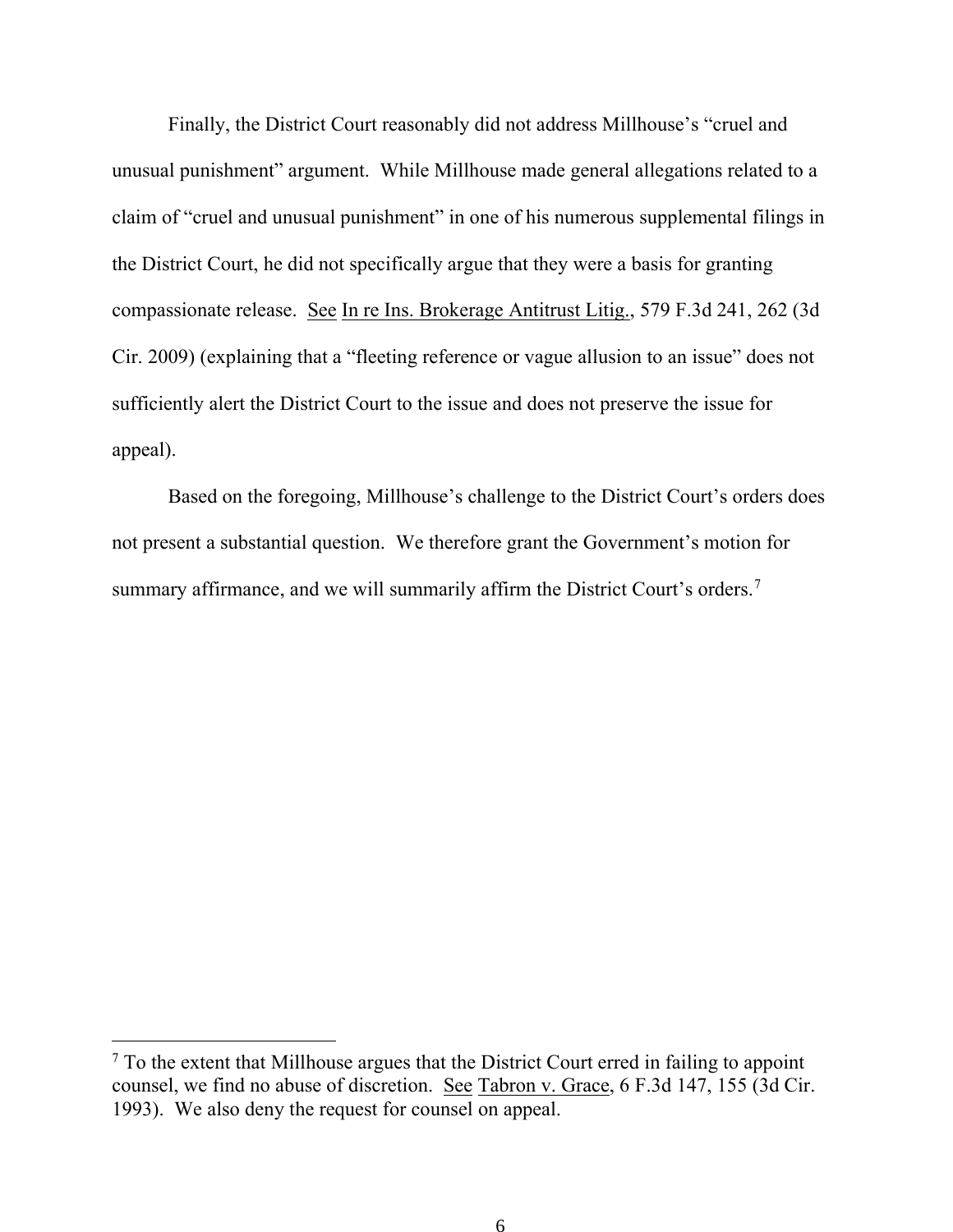Finally, the District Court reasonably did not address Millhouse's "cruel and unusual punishment" argument. While Millhouse made general allegations related to a claim of "cruel and unusual punishment" in one of his numerous supplemental filings in the District Court, he did not specifically argue that they were a basis for granting compassionate release. See In re Ins. Brokerage Antitrust Litig., 579 F.3d 241, 262 (3d Cir. 2009) (explaining that a "fleeting reference or vague allusion to an issue" does not sufficiently alert the District Court to the issue and does not preserve the issue for appeal).

Based on the foregoing, Millhouse's challenge to the District Court's orders does not present a substantial question. We therefore grant the Government's motion for summary affirmance, and we will summarily affirm the District Court's orders.[7]

---

[7] To the extent that Millhouse argues that the District Court erred in failing to appoint counsel, we find no abuse of discretion. See Tabron v. Grace, 6 F.3d 147, 155 (3d Cir. 1993). We also deny the request for counsel on appeal.